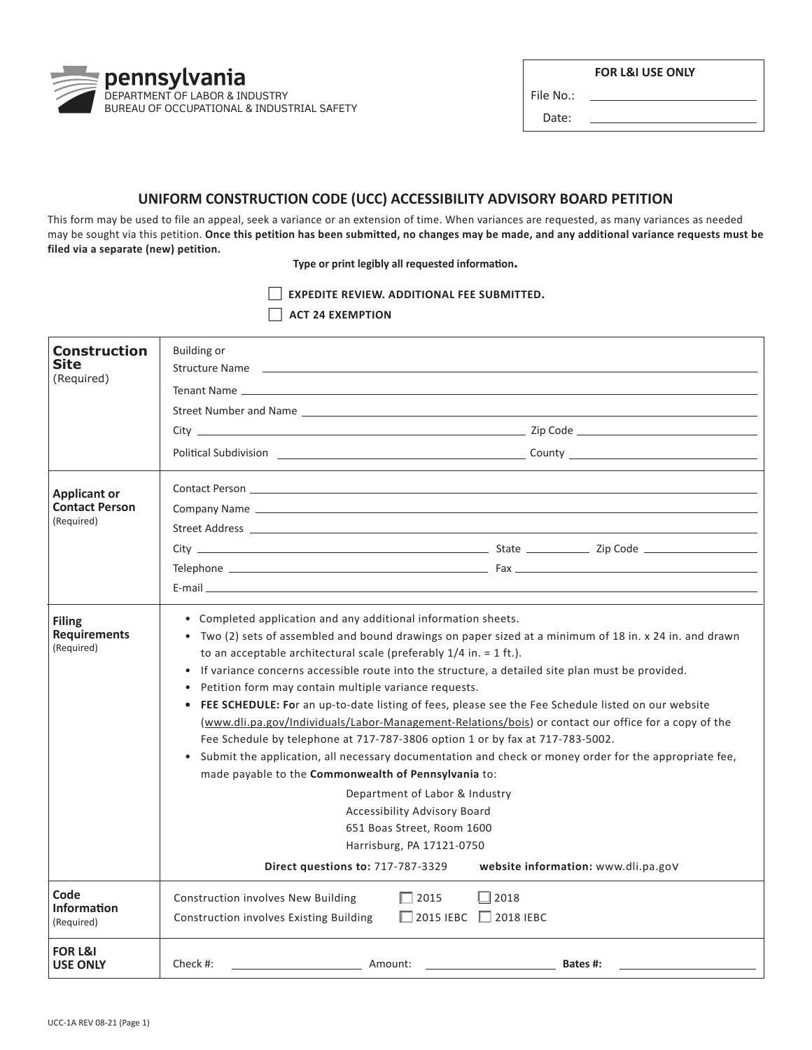pennsylvania
DEPARTMENT OF LABOR & INDUSTRY
BUREAU OF OCCUPATIONAL & INDUSTRIAL SAFETY

| FOR L&I USE ONLY |
|---|
| File No.: ______ |
| Date: ______ |

## UNIFORM CONSTRUCTION CODE (UCC) ACCESSIBILITY ADVISORY BOARD PETITION

This form may be used to file an appeal, seek a variance or an extension of time. When variances are requested, as many variances as needed may be sought via this petition. **Once this petition has been submitted, no changes may be made, and any additional variance requests must be filed via a separate (new) petition.**

**Type or print legibly all requested information.**

☐ **EXPEDITE REVIEW. ADDITIONAL FEE SUBMITTED.**

☐ **ACT 24 EXEMPTION**

| | |
|---|---|
| **Construction Site** (Required) | Building or Structure Name ______<br>Tenant Name ______<br>Street Number and Name ______<br>City ______ Zip Code ______<br>Political Subdivision ______ County ______ |
| **Applicant or Contact Person** (Required) | Contact Person ______<br>Company Name ______<br>Street Address ______<br>City ______ State ______ Zip Code ______<br>Telephone ______ Fax ______<br>E-mail ______ |
| **Filing Requirements** (Required) | • Completed application and any additional information sheets.<br>• Two (2) sets of assembled and bound drawings on paper sized at a minimum of 18 in. x 24 in. and drawn to an acceptable architectural scale (preferably 1/4 in. = 1 ft.).<br>• If variance concerns accessible route into the structure, a detailed site plan must be provided.<br>• Petition form may contain multiple variance requests.<br>• **FEE SCHEDULE: Fo**r an up-to-date listing of fees, please see the Fee Schedule listed on our website (www.dli.pa.gov/Individuals/Labor-Management-Relations/bois) or contact our office for a copy of the Fee Schedule by telephone at 717-787-3806 option 1 or by fax at 717-783-5002.<br>• Submit the application, all necessary documentation and check or money order for the appropriate fee, made payable to the **Commonwealth of Pennsylvania** to:<br>Department of Labor & Industry<br>Accessibility Advisory Board<br>651 Boas Street, Room 1600<br>Harrisburg, PA 17121-0750<br>**Direct questions to:** 717-787-3329 **website information:** www.dli.pa.gov |
| **Code Information** (Required) | Construction involves New Building ☐ 2015 ☐ 2018<br>Construction involves Existing Building ☐ 2015 IEBC ☐ 2018 IEBC |
| **FOR L&I USE ONLY** | Check #: ______ Amount: ______ **Bates #:** ______ |

UCC-1A REV 08-21 (Page 1)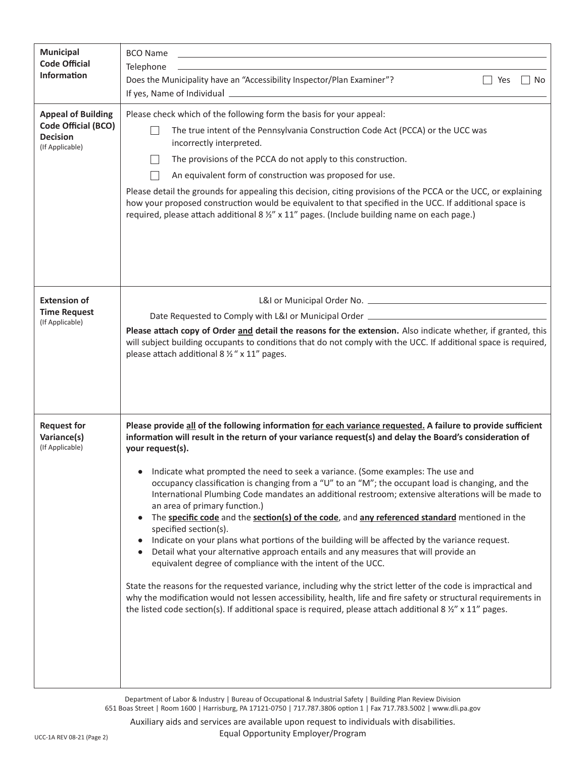| | |
|---|---|
| **Municipal Code Official Information** | BCO Name \_\_\_\_\_\_\_\_\_\_\_\_\_\_\_\_\_\_\_\_<br>Telephone \_\_\_\_\_\_\_\_\_\_\_\_\_\_\_\_\_\_\_\_<br>Does the Municipality have an "Accessibility Inspector/Plan Examiner"? ☐ Yes ☐ No<br>If yes, Name of Individual \_\_\_\_\_\_\_\_\_\_\_\_\_\_\_\_\_\_\_\_ |
| **Appeal of Building Code Official (BCO) Decision** (If Applicable) | Please check which of the following form the basis for your appeal:<br>☐ The true intent of the Pennsylvania Construction Code Act (PCCA) or the UCC was incorrectly interpreted.<br>☐ The provisions of the PCCA do not apply to this construction.<br>☐ An equivalent form of construction was proposed for use.<br>Please detail the grounds for appealing this decision, citing provisions of the PCCA or the UCC, or explaining how your proposed construction would be equivalent to that specified in the UCC. If additional space is required, please attach additional 8 ½" x 11" pages. (Include building name on each page.) |
| **Extension of Time Request** (If Applicable) | L&I or Municipal Order No. \_\_\_\_\_\_\_\_\_\_\_\_\_\_\_\_\_\_\_\_<br>Date Requested to Comply with L&I or Municipal Order \_\_\_\_\_\_\_\_\_\_\_\_\_\_\_\_\_\_\_\_<br>**Please attach copy of Order <u>and</u> detail the reasons for the extension.** Also indicate whether, if granted, this will subject building occupants to conditions that do not comply with the UCC. If additional space is required, please attach additional 8 ½ " x 11" pages. |
| **Request for Variance(s)** (If Applicable) | **Please provide <u>all</u> of the following information <u>for each variance requested.</u> A failure to provide sufficient information will result in the return of your variance request(s) and delay the Board's consideration of your request(s).**<br>• Indicate what prompted the need to seek a variance. (Some examples: The use and occupancy classification is changing from a "U" to an "M"; the occupant load is changing, and the International Plumbing Code mandates an additional restroom; extensive alterations will be made to an area of primary function.)<br>• The **<u>specific code</u>** and the **<u>section(s) of the code</u>**, and **<u>any referenced standard</u>** mentioned in the specified section(s).<br>• Indicate on your plans what portions of the building will be affected by the variance request.<br>• Detail what your alternative approach entails and any measures that will provide an equivalent degree of compliance with the intent of the UCC.<br>State the reasons for the requested variance, including why the strict letter of the code is impractical and why the modification would not lessen accessibility, health, life and fire safety or structural requirements in the listed code section(s). If additional space is required, please attach additional 8 ½" x 11" pages. |

Department of Labor & Industry | Bureau of Occupational & Industrial Safety | Building Plan Review Division
651 Boas Street | Room 1600 | Harrisburg, PA 17121-0750 | 717.787.3806 option 1 | Fax 717.783.5002 | www.dli.pa.gov

Auxiliary aids and services are available upon request to individuals with disabilities.
Equal Opportunity Employer/Program

UCC-1A REV 08-21 (Page 2)